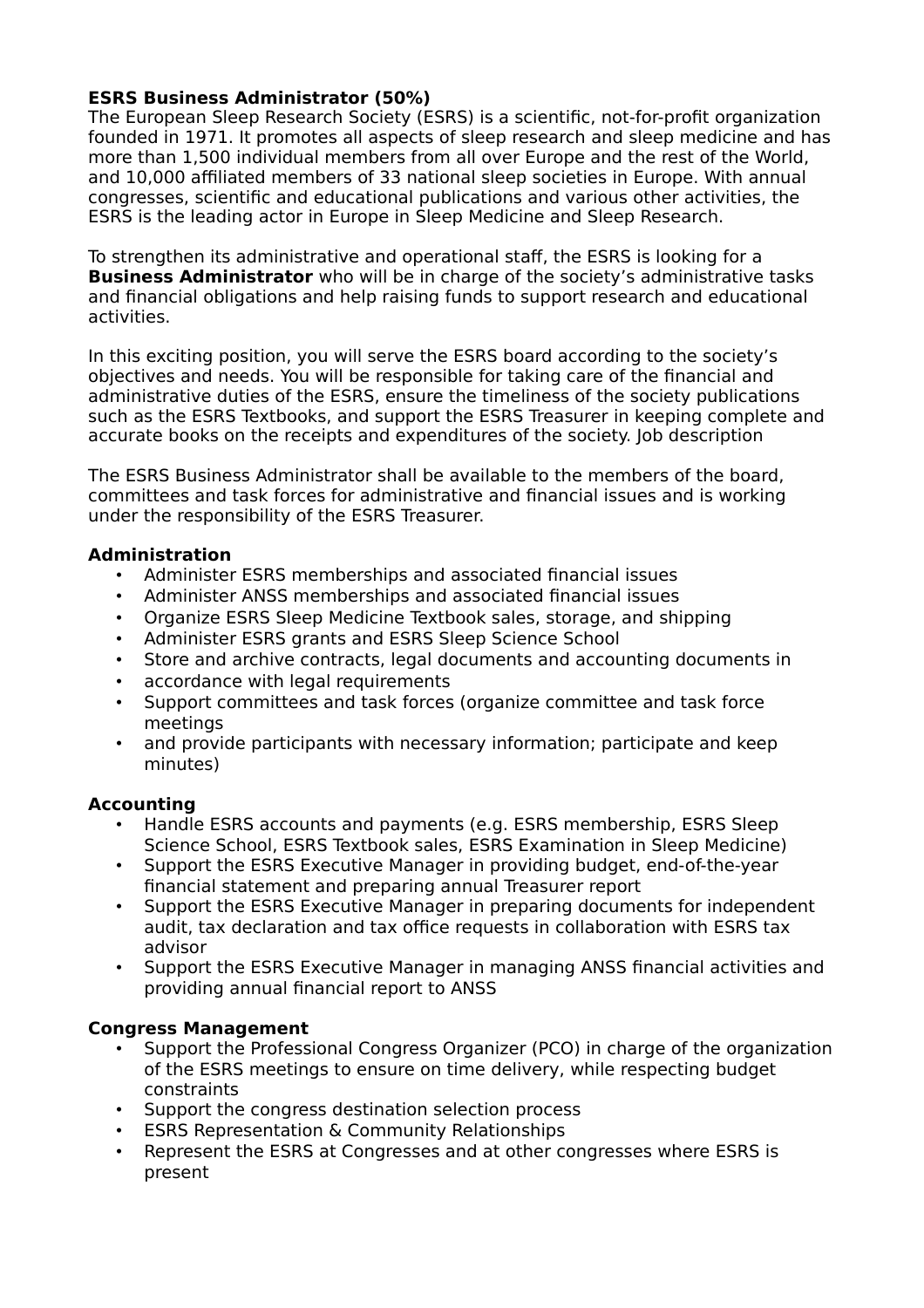**ESRS Business Administrator (50%)**

The European Sleep Research Society (ESRS) is a scientific, not-for-profit organization founded in 1971. It promotes all aspects of sleep research and sleep medicine and has more than 1,500 individual members from all over Europe and the rest of the World, and 10,000 affiliated members of 33 national sleep societies in Europe. With annual congresses, scientific and educational publications and various other activities, the ESRS is the leading actor in Europe in Sleep Medicine and Sleep Research.

To strengthen its administrative and operational staff, the ESRS is looking for a **Business Administrator** who will be in charge of the society's administrative tasks and financial obligations and help raising funds to support research and educational activities.

In this exciting position, you will serve the ESRS board according to the society's objectives and needs. You will be responsible for taking care of the financial and administrative duties of the ESRS, ensure the timeliness of the society publications such as the ESRS Textbooks, and support the ESRS Treasurer in keeping complete and accurate books on the receipts and expenditures of the society. Job description

The ESRS Business Administrator shall be available to the members of the board, committees and task forces for administrative and financial issues and is working under the responsibility of the ESRS Treasurer.

**Administration**

- Administer ESRS memberships and associated financial issues
- Administer ANSS memberships and associated financial issues
- Organize ESRS Sleep Medicine Textbook sales, storage, and shipping
- Administer ESRS grants and ESRS Sleep Science School
- Store and archive contracts, legal documents and accounting documents in
- accordance with legal requirements
- Support committees and task forces (organize committee and task force meetings
- and provide participants with necessary information; participate and keep minutes)

**Accounting**

- Handle ESRS accounts and payments (e.g. ESRS membership, ESRS Sleep Science School, ESRS Textbook sales, ESRS Examination in Sleep Medicine)
- Support the ESRS Executive Manager in providing budget, end-of-the-year financial statement and preparing annual Treasurer report
- Support the ESRS Executive Manager in preparing documents for independent audit, tax declaration and tax office requests in collaboration with ESRS tax advisor
- Support the ESRS Executive Manager in managing ANSS financial activities and providing annual financial report to ANSS

**Congress Management**

- Support the Professional Congress Organizer (PCO) in charge of the organization of the ESRS meetings to ensure on time delivery, while respecting budget constraints
- Support the congress destination selection process
- ESRS Representation & Community Relationships
- Represent the ESRS at Congresses and at other congresses where ESRS is present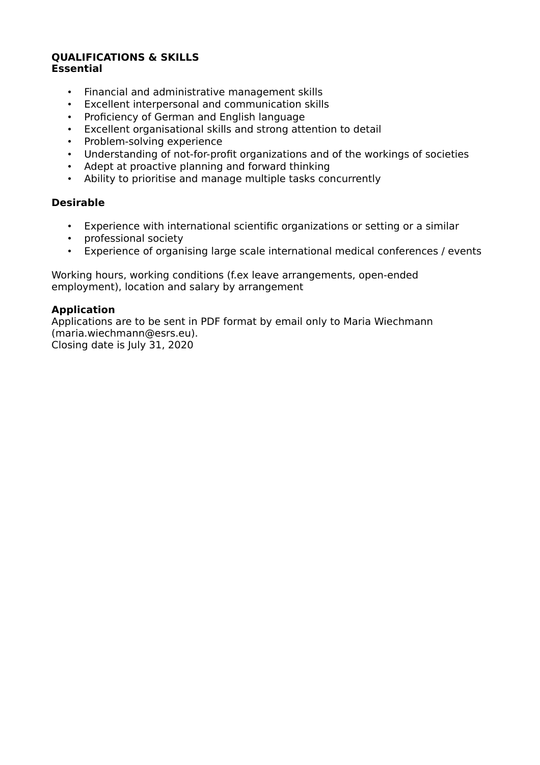**QUALIFICATIONS & SKILLS**
**Essential**

- Financial and administrative management skills
- Excellent interpersonal and communication skills
- Proficiency of German and English language
- Excellent organisational skills and strong attention to detail
- Problem-solving experience
- Understanding of not-for-profit organizations and of the workings of societies
- Adept at proactive planning and forward thinking
- Ability to prioritise and manage multiple tasks concurrently

**Desirable**

- Experience with international scientific organizations or setting or a similar
- professional society
- Experience of organising large scale international medical conferences / events

Working hours, working conditions (f.ex leave arrangements, open-ended employment), location and salary by arrangement

**Application**
Applications are to be sent in PDF format by email only to Maria Wiechmann (maria.wiechmann@esrs.eu).
Closing date is July 31, 2020